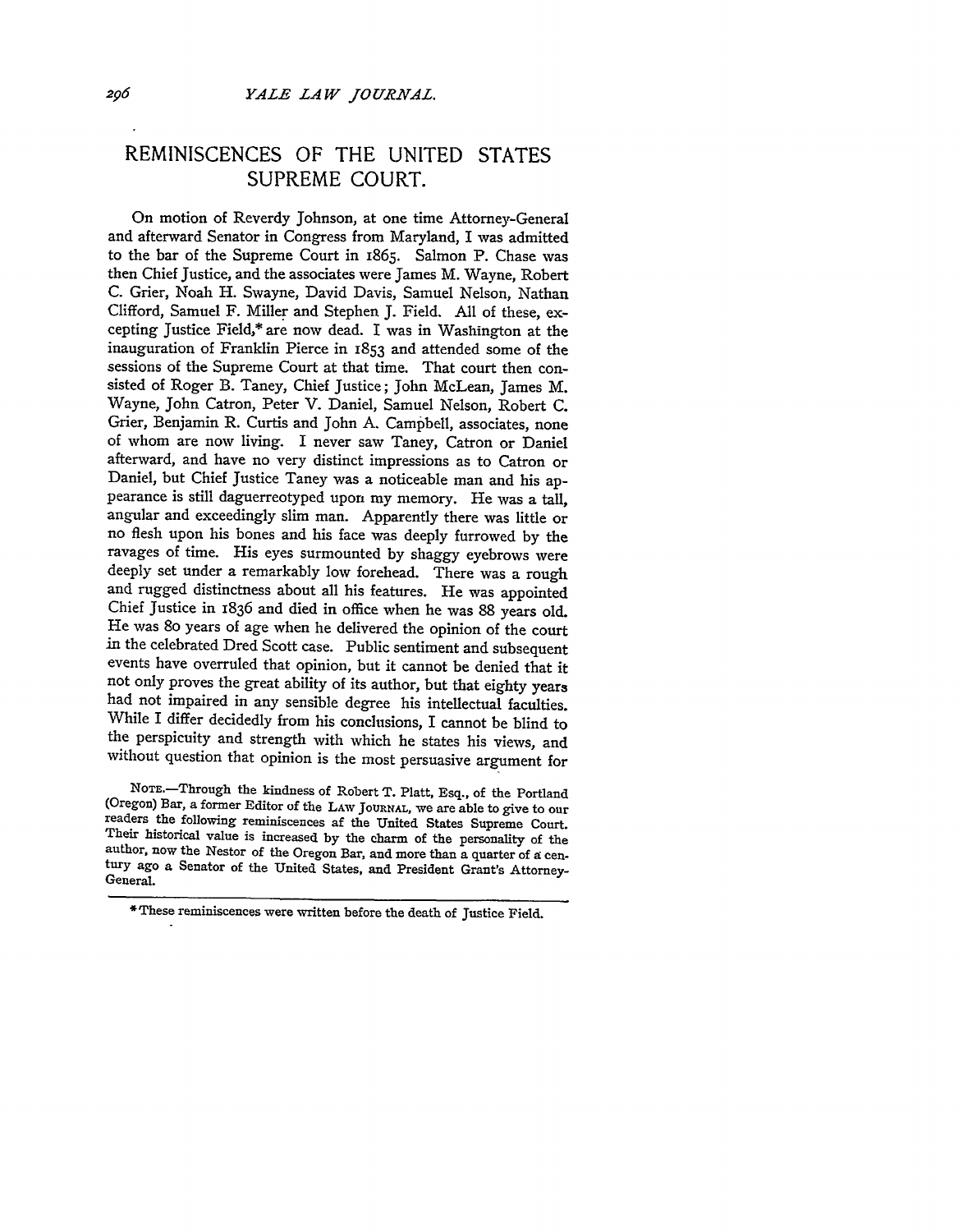# REMINISCENCES OF THE UNITED STATES SUPREME COURT.

On motion of Reverdy Johnson, at one time Attorney-General and afterward Senator in Congress from Maryland, I was admitted to the bar of the Supreme Court in 1865. Salmon P. Chase was then Chief Justice, and the associates were James M. Wayne, Robert C. Grier, Noah H. Swayne, David Davis, Samuel Nelson, Nathan Clifford, Samuel F. Miller and Stephen J. Field. All of these, excepting Justice Field,* are now dead. I was in Washington at the inauguration of Franklin Pierce in 1853 and attended some of the sessions of the Supreme Court at that time. That court then consisted of Roger B. Taney, Chief Justice; John McLean, James M. Wayne, John Catron, Peter V. Daniel, Samuel Nelson, Robert C. Grier, Benjamin R. Curtis and John A. Campbell, associates, none of whom are now living. I never saw Taney, Catron or Daniel afterward, and have no very distinct impressions as to Catron or Daniel, but Chief Justice Taney was a noticeable man and his appearance is still daguerreotyped upon my memory. He was a tall, angular and exceedingly slim man. Apparently there was little or no flesh upon his bones and his face was deeply furrowed by the ravages of time. His eyes surmounted by shaggy eyebrows were deeply set under a remarkably low forehead. There was a rough and rugged distinctness about all his features. He was appointed Chief Justice in 1836 and died in office when he was 88 years old. He was 80 years of age when he delivered the opinion of the court in the celebrated Dred Scott case. Public sentiment and subsequent events have overruled that opinion, but it cannot be denied that it not only proves the great ability of its author, but that eighty years had not impaired in any sensible degree his intellectual faculties. While I differ decidedly from his conclusions, I cannot be blind to the perspicuity and strength with which he states his views, and without question that opinion is the most persuasive argument for

NOTE.—Through the kindness of Robert T. Platt, Esq., of the Portland (Oregon) Bar, a former Editor of the LAW JOURNAL, we are able to give to our readers the following reminiscences af the United States Supreme Court. Their historical value is increased by the charm of the personality of the author, now the Nestor of the Oregon Bar, and more than a quarter of a century ago a Senator of the United States, and President Grant's Attorney-General.

*These reminiscences were written before the death of Justice Field.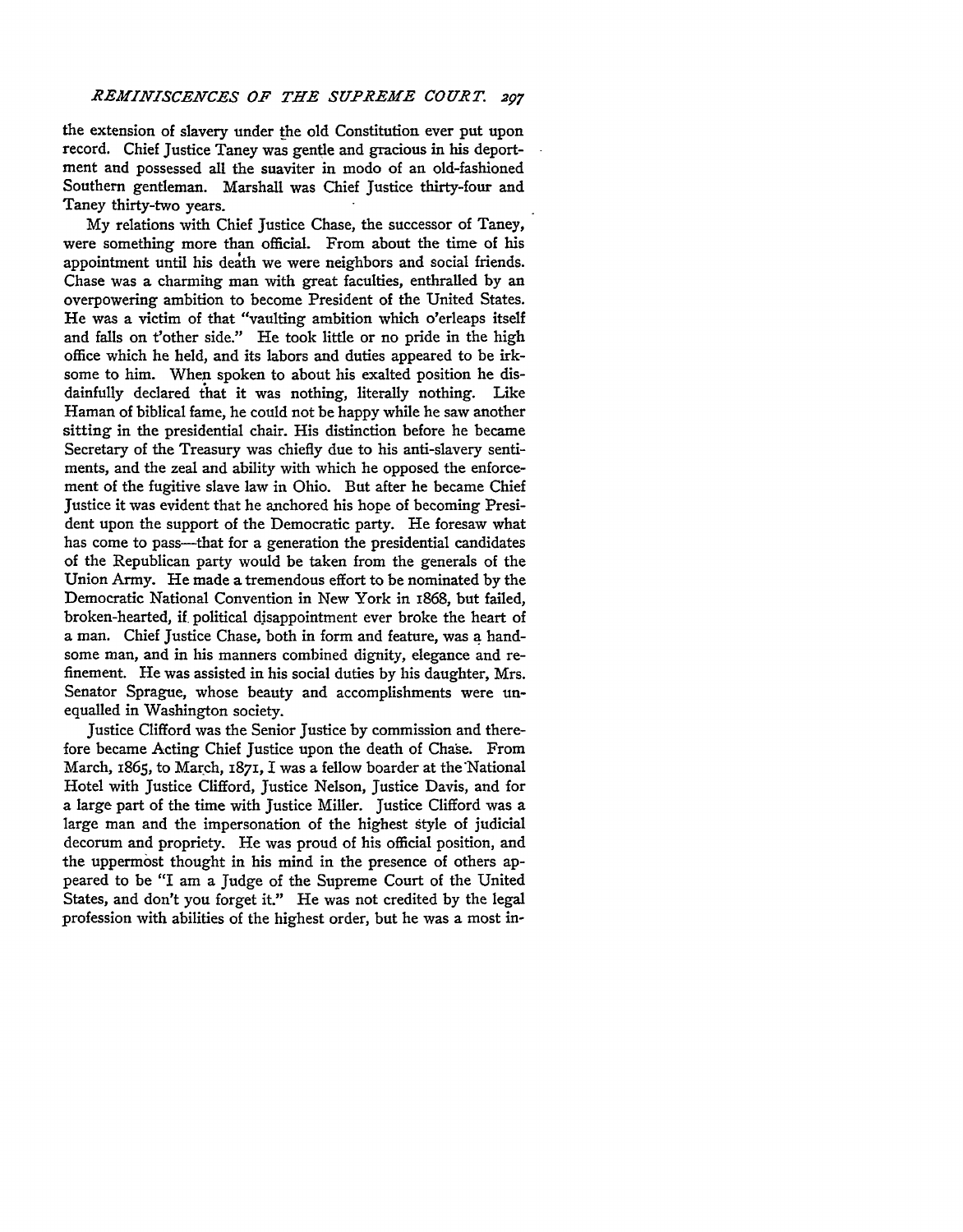the extension of slavery under the old Constitution ever put upon record. Chief Justice Taney was gentle and gracious in his deportment and possessed all the suaviter in modo of an old-fashioned Southern gentleman. Marshall was Chief Justice thirty-four and Taney thirty-two years.

My relations with Chief Justice Chase, the successor of Taney, were something more than official. From about the time of his appointment until his death we were neighbors and social friends. Chase was a charming man with great faculties, enthralled by an overpowering ambition to become President of the United States. He was a victim of that "vaulting ambition which o'erleaps itself and falls on t'other side." He took little or no pride in the high office which he held, and its labors and duties appeared to be irksome to him. When spoken to about his exalted position he disdainfully declared that it was nothing, literally nothing. Like Haman of biblical fame, he could not be happy while he saw another sitting in the presidential chair. His distinction before he became Secretary of the Treasury was chiefly due to his anti-slavery sentiments, and the zeal and ability with which he opposed the enforcement of the fugitive slave law in Ohio. But after he became Chief Justice it was evident that he anchored his hope of becoming President upon the support of the Democratic party. He foresaw what has come to pass—that for a generation the presidential candidates of the Republican party would be taken from the generals of the Union Army. He made a tremendous effort to be nominated by the Democratic National Convention in New York in 1868, but failed, broken-hearted, if political disappointment ever broke the heart of a man. Chief Justice Chase, both in form and feature, was a handsome man, and in his manners combined dignity, elegance and refinement. He was assisted in his social duties by his daughter, Mrs. Senator Sprague, whose beauty and accomplishments were unequalled in Washington society.

Justice Clifford was the Senior Justice by commission and therefore became Acting Chief Justice upon the death of Chase. From March, 1865, to March, 1871, I was a fellow boarder at the National Hotel with Justice Clifford, Justice Nelson, Justice Davis, and for a large part of the time with Justice Miller. Justice Clifford was a large man and the impersonation of the highest style of judicial decorum and propriety. He was proud of his official position, and the uppermost thought in his mind in the presence of others appeared to be "I am a Judge of the Supreme Court of the United States, and don't you forget it." He was not credited by the legal profession with abilities of the highest order, but he was a most in-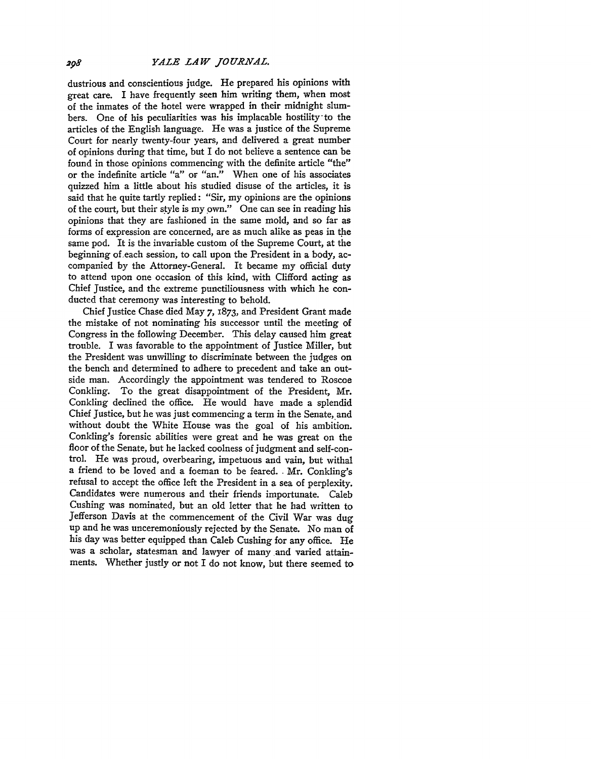dustrious and conscientious judge. He prepared his opinions with great care. I have frequently seen him writing them, when most of the inmates of the hotel were wrapped in their midnight slumbers. One of his peculiarities was his implacable hostility to the articles of the English language. He was a justice of the Supreme Court for nearly twenty-four years, and delivered a great number of opinions during that time, but I do not believe a sentence can be found in those opinions commencing with the definite article "the" or the indefinite article "a" or "an." When one of his associates quizzed him a little about his studied disuse of the articles, it is said that he quite tartly replied: "Sir, my opinions are the opinions of the court, but their style is my own." One can see in reading his opinions that they are fashioned in the same mold, and so far as forms of expression are concerned, are as much alike as peas in the same pod. It is the invariable custom of the Supreme Court, at the beginning of each session, to call upon the President in a body, accompanied by the Attorney-General. It became my official duty to attend upon one occasion of this kind, with Clifford acting as Chief Justice, and the extreme punctiliousness with which he conducted that ceremony was interesting to behold.

Chief Justice Chase died May 7, 1873, and President Grant made the mistake of not nominating his successor until the meeting of Congress in the following December. This delay caused him great trouble. I was favorable to the appointment of Justice Miller, but the President was unwilling to discriminate between the judges on the bench and determined to adhere to precedent and take an outside man. Accordingly the appointment was tendered to Roscoe Conkling. To the great disappointment of the President, Mr. Conkling declined the office. He would have made a splendid Chief Justice, but he was just commencing a term in the Senate, and without doubt the White House was the goal of his ambition. Conkling's forensic abilities were great and he was great on the floor of the Senate, but he lacked coolness of judgment and self-control. He was proud, overbearing, impetuous and vain, but withal a friend to be loved and a foeman to be feared. Mr. Conkling's refusal to accept the office left the President in a sea of perplexity. Candidates were numerous and their friends importunate. Caleb Cushing was nominated, but an old letter that he had written to Jefferson Davis at the commencement of the Civil War was dug up and he was unceremoniously rejected by the Senate. No man of his day was better equipped than Caleb Cushing for any office. He was a scholar, statesman and lawyer of many and varied attainments. Whether justly or not I do not know, but there seemed to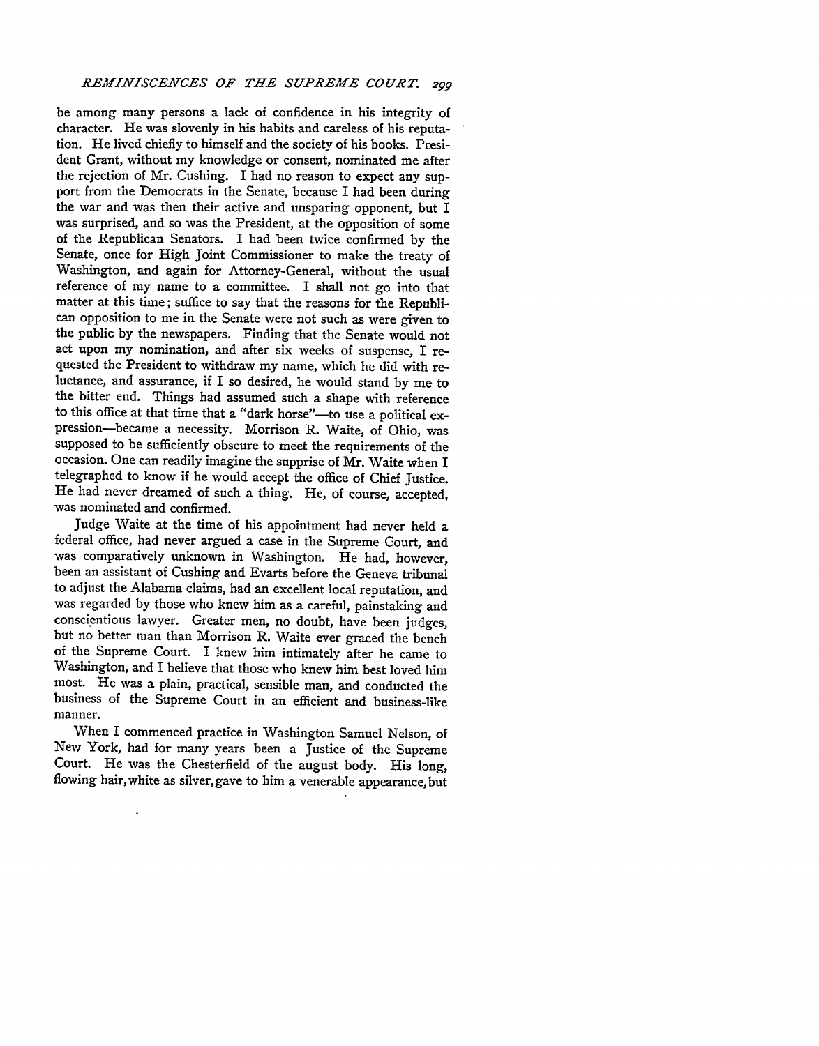be among many persons a lack of confidence in his integrity of character. He was slovenly in his habits and careless of his reputation. He lived chiefly to himself and the society of his books. President Grant, without my knowledge or consent, nominated me after the rejection of Mr. Cushing. I had no reason to expect any support from the Democrats in the Senate, because I had been during the war and was then their active and unsparing opponent, but I was surprised, and so was the President, at the opposition of some of the Republican Senators. I had been twice confirmed by the Senate, once for High Joint Commissioner to make the treaty of Washington, and again for Attorney-General, without the usual reference of my name to a committee. I shall not go into that matter at this time; suffice to say that the reasons for the Republican opposition to me in the Senate were not such as were given to the public by the newspapers. Finding that the Senate would not act upon my nomination, and after six weeks of suspense, I requested the President to withdraw my name, which he did with reluctance, and assurance, if I so desired, he would stand by me to the bitter end. Things had assumed such a shape with reference to this office at that time that a "dark horse"—to use a political expression—became a necessity. Morrison R. Waite, of Ohio, was supposed to be sufficiently obscure to meet the requirements of the occasion. One can readily imagine the supprise of Mr. Waite when I telegraphed to know if he would accept the office of Chief Justice. He had never dreamed of such a thing. He, of course, accepted, was nominated and confirmed.

Judge Waite at the time of his appointment had never held a federal office, had never argued a case in the Supreme Court, and was comparatively unknown in Washington. He had, however, been an assistant of Cushing and Evarts before the Geneva tribunal to adjust the Alabama claims, had an excellent local reputation, and was regarded by those who knew him as a careful, painstaking and conscientious lawyer. Greater men, no doubt, have been judges, but no better man than Morrison R. Waite ever graced the bench of the Supreme Court. I knew him intimately after he came to Washington, and I believe that those who knew him best loved him most. He was a plain, practical, sensible man, and conducted the business of the Supreme Court in an efficient and business-like manner.

When I commenced practice in Washington Samuel Nelson, of New York, had for many years been a Justice of the Supreme Court. He was the Chesterfield of the august body. His long, flowing hair, white as silver, gave to him a venerable appearance, but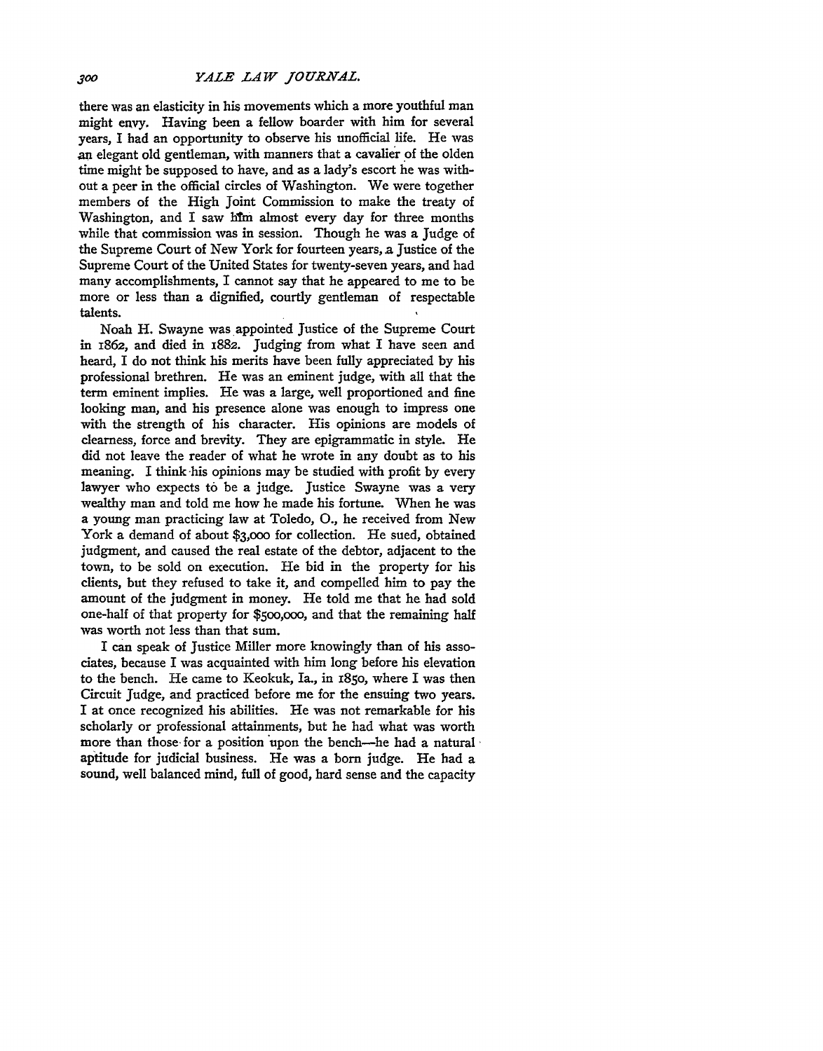there was an elasticity in his movements which a more youthful man might envy. Having been a fellow boarder with him for several years, I had an opportunity to observe his unofficial life. He was an elegant old gentleman, with manners that a cavalier of the olden time might be supposed to have, and as a lady's escort he was without a peer in the official circles of Washington. We were together members of the High Joint Commission to make the treaty of Washington, and I saw him almost every day for three months while that commission was in session. Though he was a Judge of the Supreme Court of New York for fourteen years, a Justice of the Supreme Court of the United States for twenty-seven years, and had many accomplishments, I cannot say that he appeared to me to be more or less than a dignified, courtly gentleman of respectable talents.

Noah H. Swayne was appointed Justice of the Supreme Court in 1862, and died in 1882. Judging from what I have seen and heard, I do not think his merits have been fully appreciated by his professional brethren. He was an eminent judge, with all that the term eminent implies. He was a large, well proportioned and fine looking man, and his presence alone was enough to impress one with the strength of his character. His opinions are models of clearness, force and brevity. They are epigrammatic in style. He did not leave the reader of what he wrote in any doubt as to his meaning. I think his opinions may be studied with profit by every lawyer who expects to be a judge. Justice Swayne was a very wealthy man and told me how he made his fortune. When he was a young man practicing law at Toledo, O., he received from New York a demand of about $3,000 for collection. He sued, obtained judgment, and caused the real estate of the debtor, adjacent to the town, to be sold on execution. He bid in the property for his clients, but they refused to take it, and compelled him to pay the amount of the judgment in money. He told me that he had sold one-half of that property for $500,000, and that the remaining half was worth not less than that sum.

I can speak of Justice Miller more knowingly than of his associates, because I was acquainted with him long before his elevation to the bench. He came to Keokuk, Ia., in 1850, where I was then Circuit Judge, and practiced before me for the ensuing two years. I at once recognized his abilities. He was not remarkable for his scholarly or professional attainments, but he had what was worth more than those for a position upon the bench—he had a natural aptitude for judicial business. He was a born judge. He had a sound, well balanced mind, full of good, hard sense and the capacity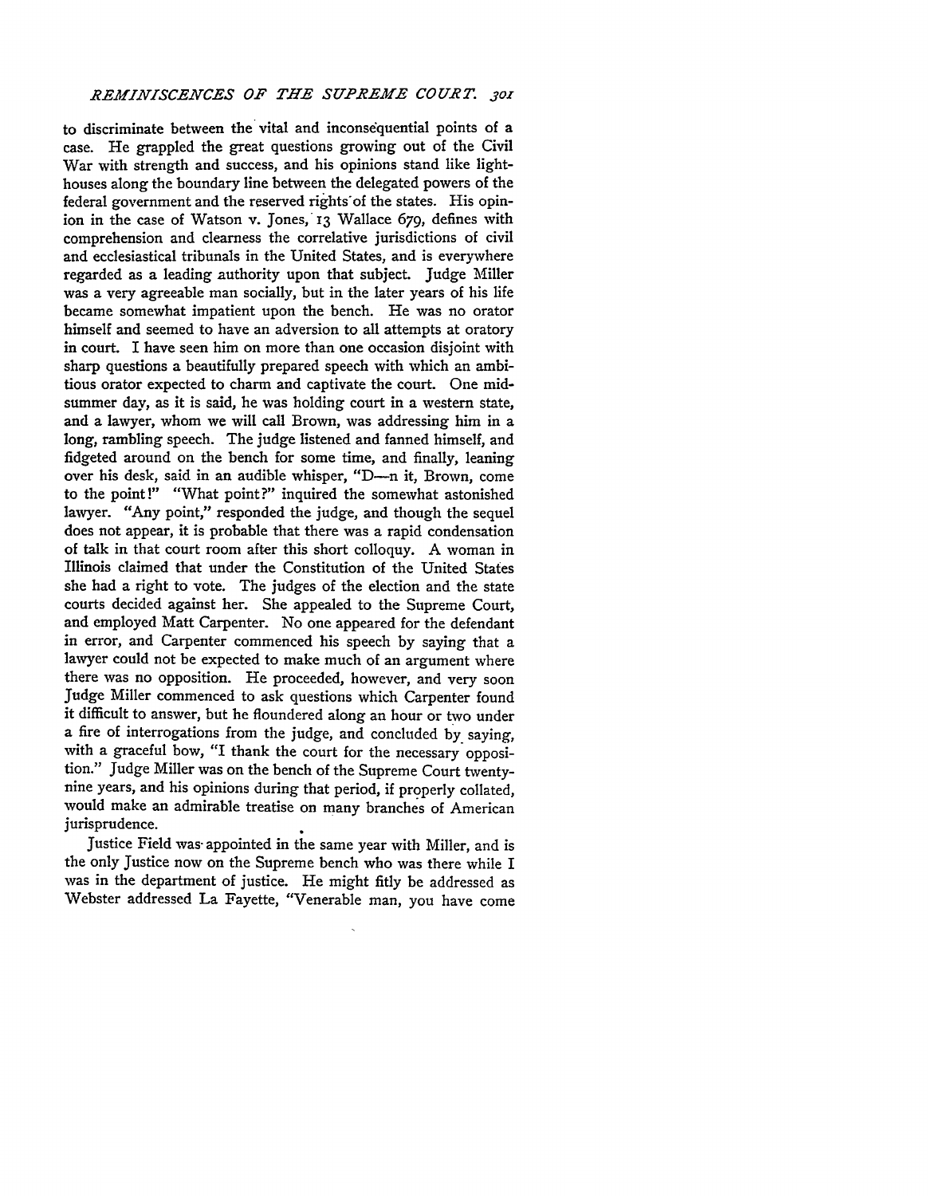to discriminate between the vital and inconsequential points of a case. He grappled the great questions growing out of the Civil War with strength and success, and his opinions stand like lighthouses along the boundary line between the delegated powers of the federal government and the reserved rights of the states. His opinion in the case of Watson v. Jones, 13 Wallace 679, defines with comprehension and clearness the correlative jurisdictions of civil and ecclesiastical tribunals in the United States, and is everywhere regarded as a leading authority upon that subject. Judge Miller was a very agreeable man socially, but in the later years of his life became somewhat impatient upon the bench. He was no orator himself and seemed to have an adversion to all attempts at oratory in court. I have seen him on more than one occasion disjoint with sharp questions a beautifully prepared speech with which an ambitious orator expected to charm and captivate the court. One midsummer day, as it is said, he was holding court in a western state, and a lawyer, whom we will call Brown, was addressing him in a long, rambling speech. The judge listened and fanned himself, and fidgeted around on the bench for some time, and finally, leaning over his desk, said in an audible whisper, "D—n it, Brown, come to the point!" "What point?" inquired the somewhat astonished lawyer. "Any point," responded the judge, and though the sequel does not appear, it is probable that there was a rapid condensation of talk in that court room after this short colloquy. A woman in Illinois claimed that under the Constitution of the United States she had a right to vote. The judges of the election and the state courts decided against her. She appealed to the Supreme Court, and employed Matt Carpenter. No one appeared for the defendant in error, and Carpenter commenced his speech by saying that a lawyer could not be expected to make much of an argument where there was no opposition. He proceeded, however, and very soon Judge Miller commenced to ask questions which Carpenter found it difficult to answer, but he floundered along an hour or two under a fire of interrogations from the judge, and concluded by saying, with a graceful bow, "I thank the court for the necessary opposition." Judge Miller was on the bench of the Supreme Court twenty-nine years, and his opinions during that period, if properly collated, would make an admirable treatise on many branches of American jurisprudence.

Justice Field was appointed in the same year with Miller, and is the only Justice now on the Supreme bench who was there while I was in the department of justice. He might fitly be addressed as Webster addressed La Fayette, "Venerable man, you have come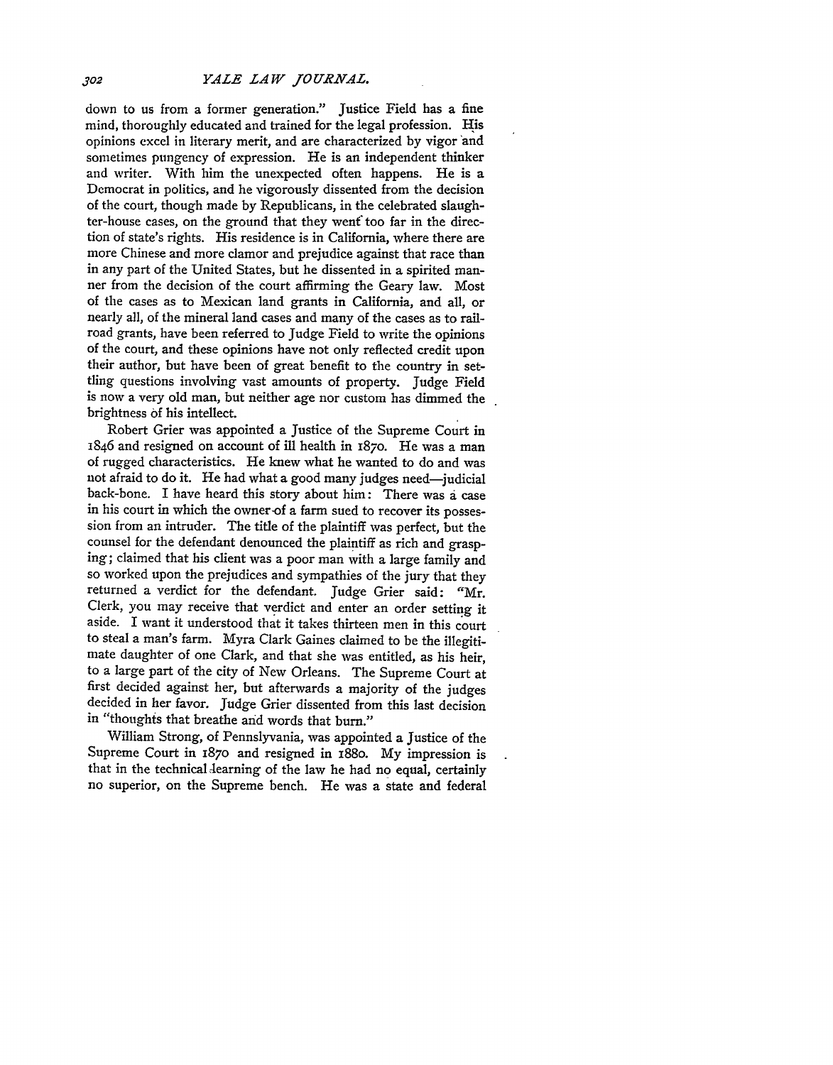down to us from a former generation." Justice Field has a fine mind, thoroughly educated and trained for the legal profession. His opinions excel in literary merit, and are characterized by vigor and sometimes pungency of expression. He is an independent thinker and writer. With him the unexpected often happens. He is a Democrat in politics, and he vigorously dissented from the decision of the court, though made by Republicans, in the celebrated slaughter-house cases, on the ground that they went too far in the direction of state's rights. His residence is in California, where there are more Chinese and more clamor and prejudice against that race than in any part of the United States, but he dissented in a spirited manner from the decision of the court affirming the Geary law. Most of the cases as to Mexican land grants in California, and all, or nearly all, of the mineral land cases and many of the cases as to railroad grants, have been referred to Judge Field to write the opinions of the court, and these opinions have not only reflected credit upon their author, but have been of great benefit to the country in settling questions involving vast amounts of property. Judge Field is now a very old man, but neither age nor custom has dimmed the brightness of his intellect.

Robert Grier was appointed a Justice of the Supreme Court in 1846 and resigned on account of ill health in 1870. He was a man of rugged characteristics. He knew what he wanted to do and was not afraid to do it. He had what a good many judges need—judicial back-bone. I have heard this story about him: There was a case in his court in which the owner of a farm sued to recover its possession from an intruder. The title of the plaintiff was perfect, but the counsel for the defendant denounced the plaintiff as rich and grasping; claimed that his client was a poor man with a large family and so worked upon the prejudices and sympathies of the jury that they returned a verdict for the defendant. Judge Grier said: "Mr. Clerk, you may receive that verdict and enter an order setting it aside. I want it understood that it takes thirteen men in this court to steal a man's farm. Myra Clark Gaines claimed to be the illegitimate daughter of one Clark, and that she was entitled, as his heir, to a large part of the city of New Orleans. The Supreme Court at first decided against her, but afterwards a majority of the judges decided in her favor. Judge Grier dissented from this last decision in "thoughts that breathe and words that burn."

William Strong, of Pennsylvania, was appointed a Justice of the Supreme Court in 1870 and resigned in 1880. My impression is that in the technical learning of the law he had no equal, certainly no superior, on the Supreme bench. He was a state and federal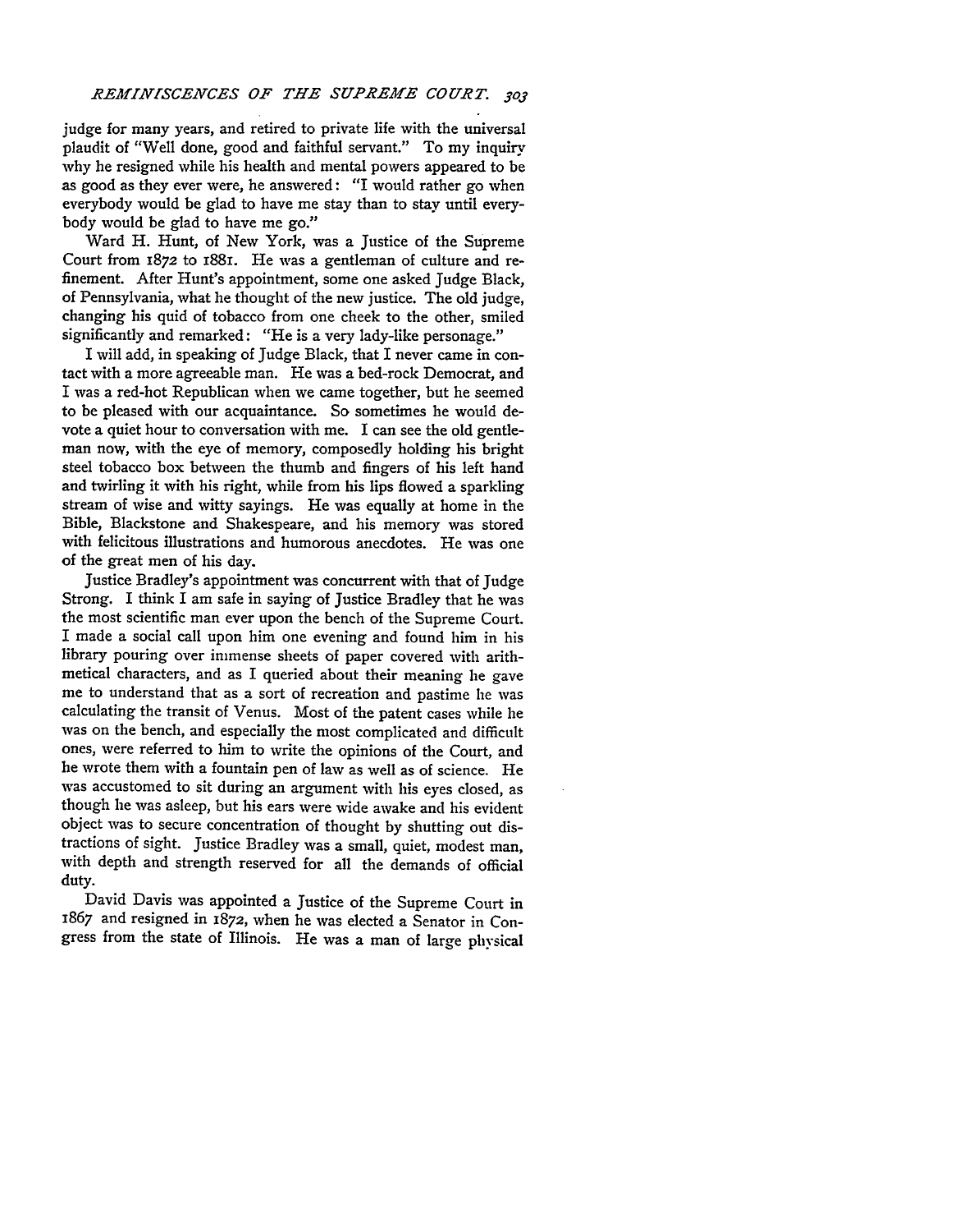judge for many years, and retired to private life with the universal plaudit of "Well done, good and faithful servant." To my inquiry why he resigned while his health and mental powers appeared to be as good as they ever were, he answered: "I would rather go when everybody would be glad to have me stay than to stay until everybody would be glad to have me go."

Ward H. Hunt, of New York, was a Justice of the Supreme Court from 1872 to 1881. He was a gentleman of culture and refinement. After Hunt's appointment, some one asked Judge Black, of Pennsylvania, what he thought of the new justice. The old judge, changing his quid of tobacco from one cheek to the other, smiled significantly and remarked: "He is a very lady-like personage."

I will add, in speaking of Judge Black, that I never came in contact with a more agreeable man. He was a bed-rock Democrat, and I was a red-hot Republican when we came together, but he seemed to be pleased with our acquaintance. So sometimes he would devote a quiet hour to conversation with me. I can see the old gentleman now, with the eye of memory, composedly holding his bright steel tobacco box between the thumb and fingers of his left hand and twirling it with his right, while from his lips flowed a sparkling stream of wise and witty sayings. He was equally at home in the Bible, Blackstone and Shakespeare, and his memory was stored with felicitous illustrations and humorous anecdotes. He was one of the great men of his day.

Justice Bradley's appointment was concurrent with that of Judge Strong. I think I am safe in saying of Justice Bradley that he was the most scientific man ever upon the bench of the Supreme Court. I made a social call upon him one evening and found him in his library pouring over immense sheets of paper covered with arithmetical characters, and as I queried about their meaning he gave me to understand that as a sort of recreation and pastime he was calculating the transit of Venus. Most of the patent cases while he was on the bench, and especially the most complicated and difficult ones, were referred to him to write the opinions of the Court, and he wrote them with a fountain pen of law as well as of science. He was accustomed to sit during an argument with his eyes closed, as though he was asleep, but his ears were wide awake and his evident object was to secure concentration of thought by shutting out distractions of sight. Justice Bradley was a small, quiet, modest man, with depth and strength reserved for all the demands of official duty.

David Davis was appointed a Justice of the Supreme Court in 1867 and resigned in 1872, when he was elected a Senator in Congress from the state of Illinois. He was a man of large physical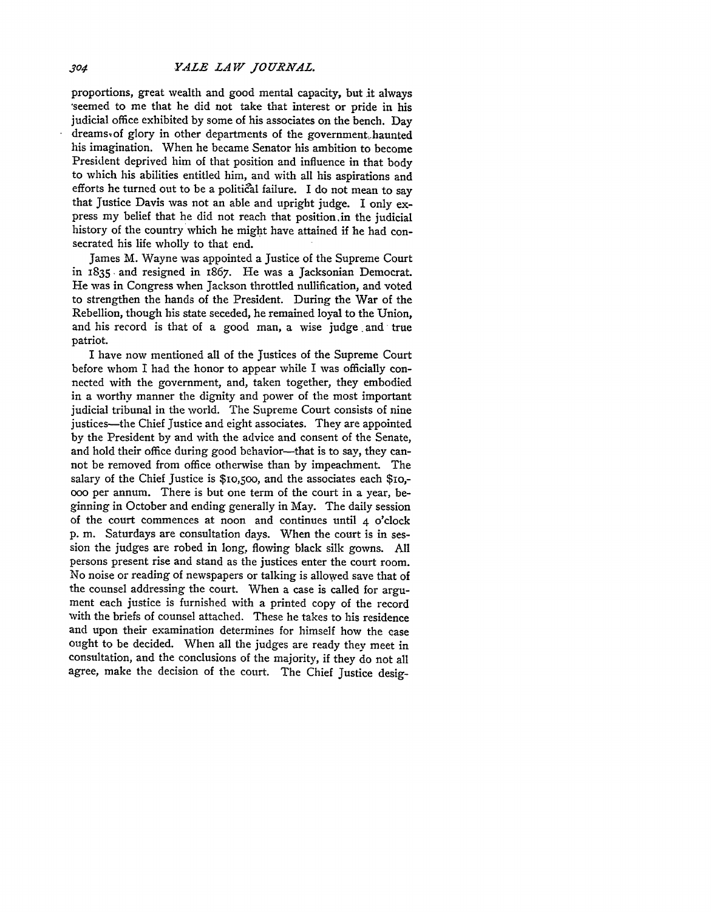proportions, great wealth and good mental capacity, but it always seemed to me that he did not take that interest or pride in his judicial office exhibited by some of his associates on the bench. Day dreams of glory in other departments of the government haunted his imagination. When he became Senator his ambition to become President deprived him of that position and influence in that body to which his abilities entitled him, and with all his aspirations and efforts he turned out to be a political failure. I do not mean to say that Justice Davis was not an able and upright judge. I only express my belief that he did not reach that position in the judicial history of the country which he might have attained if he had consecrated his life wholly to that end.

James M. Wayne was appointed a Justice of the Supreme Court in 1835 and resigned in 1867. He was a Jacksonian Democrat. He was in Congress when Jackson throttled nullification, and voted to strengthen the hands of the President. During the War of the Rebellion, though his state seceded, he remained loyal to the Union, and his record is that of a good man, a wise judge and true patriot.

I have now mentioned all of the Justices of the Supreme Court before whom I had the honor to appear while I was officially connected with the government, and, taken together, they embodied in a worthy manner the dignity and power of the most important judicial tribunal in the world. The Supreme Court consists of nine justices—the Chief Justice and eight associates. They are appointed by the President by and with the advice and consent of the Senate, and hold their office during good behavior—that is to say, they cannot be removed from office otherwise than by impeachment. The salary of the Chief Justice is $10,500, and the associates each $10,000 per annum. There is but one term of the court in a year, beginning in October and ending generally in May. The daily session of the court commences at noon and continues until 4 o'clock p. m. Saturdays are consultation days. When the court is in session the judges are robed in long, flowing black silk gowns. All persons present rise and stand as the justices enter the court room. No noise or reading of newspapers or talking is allowed save that of the counsel addressing the court. When a case is called for argument each justice is furnished with a printed copy of the record with the briefs of counsel attached. These he takes to his residence and upon their examination determines for himself how the case ought to be decided. When all the judges are ready they meet in consultation, and the conclusions of the majority, if they do not all agree, make the decision of the court. The Chief Justice desig-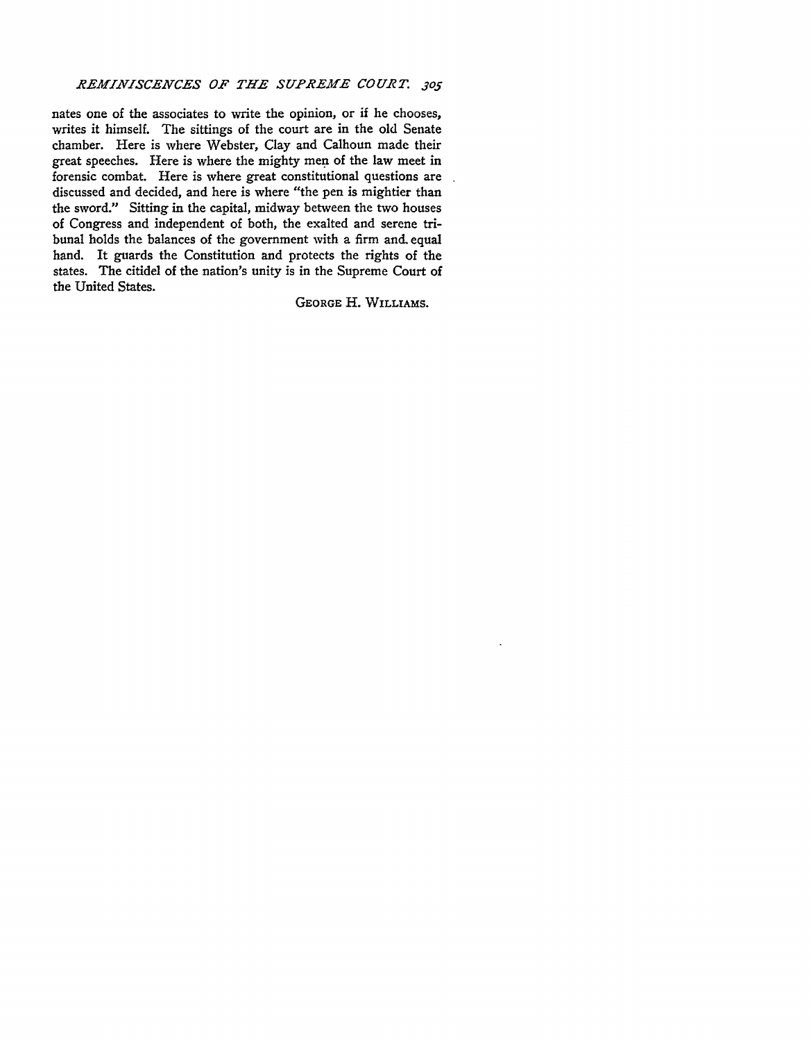nates one of the associates to write the opinion, or if he chooses, writes it himself. The sittings of the court are in the old Senate chamber. Here is where Webster, Clay and Calhoun made their great speeches. Here is where the mighty men of the law meet in forensic combat. Here is where great constitutional questions are discussed and decided, and here is where "the pen is mightier than the sword." Sitting in the capital, midway between the two houses of Congress and independent of both, the exalted and serene tribunal holds the balances of the government with a firm and equal hand. It guards the Constitution and protects the rights of the states. The citidel of the nation's unity is in the Supreme Court of the United States.

GEORGE H. WILLIAMS.